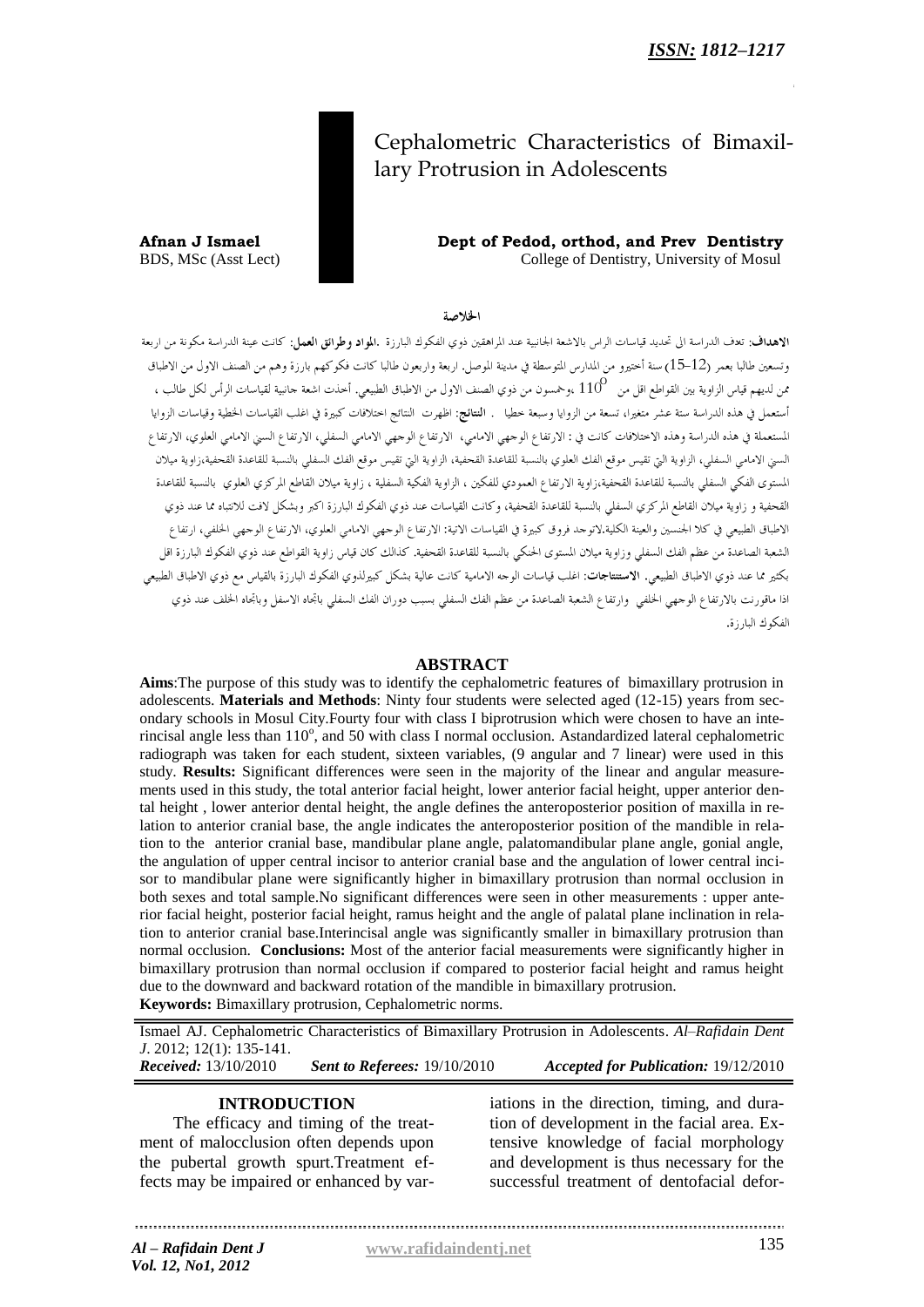*ISSN: 1812–1217*

# Cephalometric Characteristics of Bimaxillary Protrusion in Adolescents

**Afnan J Ismael**
BS, MSc (Asst Lect)

**Dept of Pedod, orthod, and Prev Dentistry**
College of Dentistry, University of Mosul

### الخلاصة

**الاهداف**: تعدف الدراسة الى تحديد قياسات الراس بالاشعة الجانبية عند المراهقين ذوي الفكوك البارزة .**المواد وطرائق العمل**: كانت عينة الدراسة مكونة من اربعة وتسعين طالبا بعمر (12–15) سنة أختيرو من المدارس المتوسطة في مدينة الموصل. اربعة واربعون طالبا كانت فكوكهم بارزة وهم من الصنف الاول من الاطباق ممن لديهم قياس الزاوية بين القواطع اقل من $110^{0}$ ،وخمسون من ذوي الصنف الاول من الاطباق الطبيعي. أخذت اشعة جانبية لقياسات الرأس لكل طالب ، أستعمل في هذه الدراسة ستة عشر متغيرا، تسعة من الزوايا وسبعة خطيا . **النتائج**: اظهرت النتائج اختلافات كبيرة في اغلب القياسات الخطية وقياسات الزوايا المستعملة في هذه الدراسة وهذه الاختلافات كانت في : الارتفاع الوجهي الامامي، الارتفاع الوجهي الامامي السفلي، الارتفاع السني الامامي العلوي، الارتفاع السني الامامي السفلي، الزاوية التي تقيس موقع الفك العلوي بالنسبة للقاعدة القحفية، الزاوية التي تقيس موقع الفك السفلي بالنسبة للقاعدة القحفية،زاوية ميلان المستوى الفكي السفلي بالنسبة للقاعدة القحفية،زاوية الارتفاع العمودي للفكين ، الزاوية الفكية السفلية ، زاوية ميلان القاطع المركزي العلوي بالنسبة للقاعدة القحفية و زاوية ميلان القاطع المركزي السفلي بالنسبة للقاعدة القحفية، وكانت القياسات عند ذوي الفكوك البارزة اكبر وبشكل لافت للانتباه مما عند ذوي الاطباق الطبيعي في كلا الجنسين والعينة الكلية.لاتوجد فروق كبيرة في القياسات الاتية: الارتفاع الوجهي الامامي العلوي، الارتفاع الوجهي الخلفي، ارتفاع الشعبة الصاعدة من عظم الفك السفلي وزاوية ميلان المستوى الحنكي بالنسبة للقاعدة القحفية. كذالك كان قياس زاوية القواطع عند ذوي الفكوك البارزة اقل بكثير مما عند ذوي الاطباق الطبيعي. **الاستنتاجات**: اغلب قياسات الوجه الامامية كانت عالية بشكل كبيرلذوي الفكوك البارزة بالقياس مع ذوي الاطباق الطبيعي اذا ماقورنت بالارتفاع الوجهي الخلفي وارتفاع الشعبة الصاعدة من عظم الفك السفلي بسبب دوران الفك السفلي باتجاه الاسفل وباتجاه الخلف عند ذوي الفكوك البارزة.

### ABSTRACT

**Aims**:The purpose of this study was to identify the cephalometric features of bimaxillary protrusion in adolescents. **Materials and Methods**: Ninty four students were selected aged (12-15) years from secondary schools in Mosul City.Fourty four with class I biprotrusion which were chosen to have an interincisal angle less than $110^{o}$, and 50 with class I normal occlusion. Astandardized lateral cephalometric radiograph was taken for each student, sixteen variables, (9 angular and 7 linear) were used in this study. **Results:** Significant differences were seen in the majority of the linear and angular measurements used in this study, the total anterior facial height, lower anterior facial height, upper anterior dental height, lower anterior dental height, the angle defines the anteroposterior position of maxilla in relation to anterior cranial base, the angle indicates the anteroposterior position of the mandible in relation to the anterior cranial base, mandibular plane angle, palatomandibular plane angle, gonial angle, the angulation of upper central incisor to anterior cranial base and the angulation of lower central incisor to mandibular plane were significantly higher in bimaxillary protrusion than normal occlusion in both sexes and total sample.No significant differences were seen in other measurements : upper anterior facial height, posterior facial height, ramus height and the angle of palatal plane inclination in relation to anterior cranial base.Interincisal angle was significantly smaller in bimaxillary protrusion than normal occlusion. **Conclusions:** Most of the anterior facial measurements were significantly higher in bimaxillary protrusion than normal occlusion if compared to posterior facial height and ramus height due to the downward and backward rotation of the mandible in bimaxillary protrusion.

**Keywords:** Bimaxillary protrusion, Cephalometric norms.

Ismael AJ. Cephalometric Characteristics of Bimaxillary Protrusion in Adolescents. *Al–Rafidain Dent J*. 2012; 12(1): 135-141.

***Received:*** 13/10/2010 ***Sent to Referees:*** 19/10/2010 ***Accepted for Publication:*** 19/12/2010

## INTRODUCTION

The efficacy and timing of the treatment of malocclusion often depends upon the pubertal growth spurt.Treatment effects may be impaired or enhanced by variations in the direction, timing, and duration of development in the facial area. Extensive knowledge of facial morphology and development is thus necessary for the successful treatment of dentofacial defor-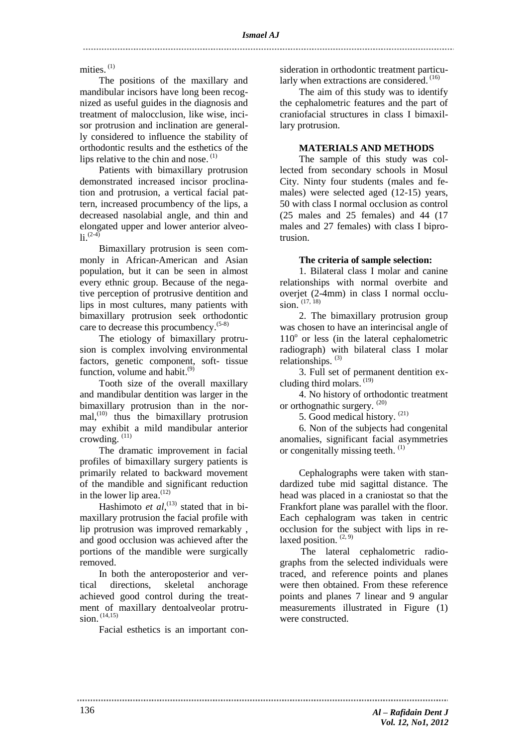mities. [1]

The positions of the maxillary and mandibular incisors have long been recognized as useful guides in the diagnosis and treatment of malocclusion, like wise, incisor protrusion and inclination are generally considered to influence the stability of orthodontic results and the esthetics of the lips relative to the chin and nose. [1]

Patients with bimaxillary protrusion demonstrated increased incisor proclination and protrusion, a vertical facial pattern, increased procumbency of the lips, a decreased nasolabial angle, and thin and elongated upper and lower anterior alveoli.[2-4]

Bimaxillary protrusion is seen commonly in African-American and Asian population, but it can be seen in almost every ethnic group. Because of the negative perception of protrusive dentition and lips in most cultures, many patients with bimaxillary protrusion seek orthodontic care to decrease this procumbency.[5-8]

The etiology of bimaxillary protrusion is complex involving environmental factors, genetic component, soft- tissue function, volume and habit.[9]

Tooth size of the overall maxillary and mandibular dentition was larger in the bimaxillary protrusion than in the normal,[10] thus the bimaxillary protrusion may exhibit a mild mandibular anterior crowding. [11]

The dramatic improvement in facial profiles of bimaxillary surgery patients is primarily related to backward movement of the mandible and significant reduction in the lower lip area.[12]

Hashimoto *et al*,[13] stated that in bimaxillary protrusion the facial profile with lip protrusion was improved remarkably , and good occlusion was achieved after the portions of the mandible were surgically removed.

In both the anteroposterior and vertical directions, skeletal anchorage achieved good control during the treatment of maxillary dentoalveolar protrusion. [14,15]

Facial esthetics is an important consideration in orthodontic treatment particularly when extractions are considered. [16]

The aim of this study was to identify the cephalometric features and the part of craniofacial structures in class I bimaxillary protrusion.

## MATERIALS AND METHODS

The sample of this study was collected from secondary schools in Mosul City. Ninty four students (males and females) were selected aged (12-15) years, 50 with class I normal occlusion as control (25 males and 25 females) and 44 (17 males and 27 females) with class I biprotrusion.

### The criteria of sample selection:

1. Bilateral class I molar and canine relationships with normal overbite and overjet (2-4mm) in class I normal occlusion. [17, 18]

2. The bimaxillary protrusion group was chosen to have an interincisal angle of $110^{o}$ or less (in the lateral cephalometric radiograph) with bilateral class I molar relationships. [3]

3. Full set of permanent dentition excluding third molars. [19]

4. No history of orthodontic treatment or orthognathic surgery. [20]

5. Good medical history. [21]

6. Non of the subjects had congenital anomalies, significant facial asymmetries or congenitally missing teeth. [1]

Cephalographs were taken with standardized tube mid sagittal distance. The head was placed in a craniostat so that the Frankfort plane was parallel with the floor. Each cephalogram was taken in centric occlusion for the subject with lips in relaxed position. [2, 9]

The lateral cephalometric radiographs from the selected individuals were traced, and reference points and planes were then obtained. From these reference points and planes 7 linear and 9 angular measurements illustrated in Figure (1) were constructed.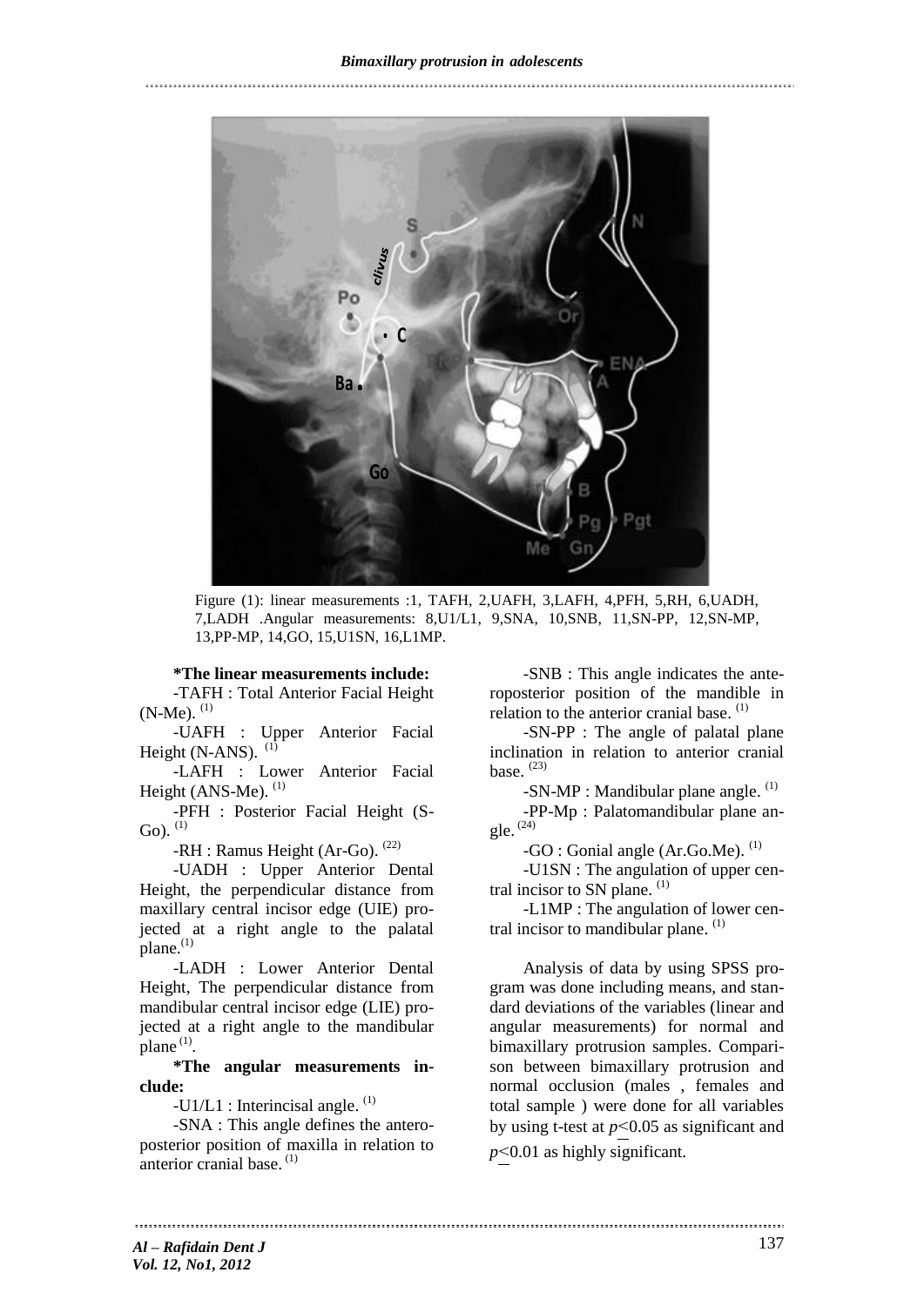Figure (1): linear measurements :1, TAFH, 2,UAFH, 3,LAFH, 4,PFH, 5,RH, 6,UADH, 7,LADH .Angular measurements: 8,U1/L1, 9,SNA, 10,SNB, 11,SN-PP, 12,SN-MP, 13,PP-MP, 14,GO, 15,U1SN, 16,L1MP.

**\*The linear measurements include:**

-TAFH : Total Anterior Facial Height (N-Me). [1]

-UAFH : Upper Anterior Facial Height (N-ANS). [1]

-LAFH : Lower Anterior Facial Height (ANS-Me). [1]

-PFH : Posterior Facial Height (S-Go). [1]

-RH : Ramus Height (Ar-Go). [22]

-UADH : Upper Anterior Dental Height, the perpendicular distance from maxillary central incisor edge (UIE) projected at a right angle to the palatal plane.[1]

-LADH : Lower Anterior Dental Height, The perpendicular distance from mandibular central incisor edge (LIE) projected at a right angle to the mandibular plane [1].

**\*The angular measurements include:**

-U1/L1 : Interincisal angle. [1]

-SNA : This angle defines the anteroposterior position of maxilla in relation to anterior cranial base. [1]

-SNB : This angle indicates the anteroposterior position of the mandible in relation to the anterior cranial base. [1]

-SN-PP : The angle of palatal plane inclination in relation to anterior cranial base. [23]

-SN-MP : Mandibular plane angle. [1]

-PP-Mp : Palatomandibular plane angle. [24]

-GO : Gonial angle (Ar.Go.Me). [1]

-U1SN : The angulation of upper central incisor to SN plane. [1]

-L1MP : The angulation of lower central incisor to mandibular plane. [1]

Analysis of data by using SPSS program was done including means, and standard deviations of the variables (linear and angular measurements) for normal and bimaxillary protrusion samples. Comparison between bimaxillary protrusion and normal occlusion (males , females and total sample ) were done for all variables by using t-test at $p \leq 0.05$ as significant and $p \leq 0.01$ as highly significant.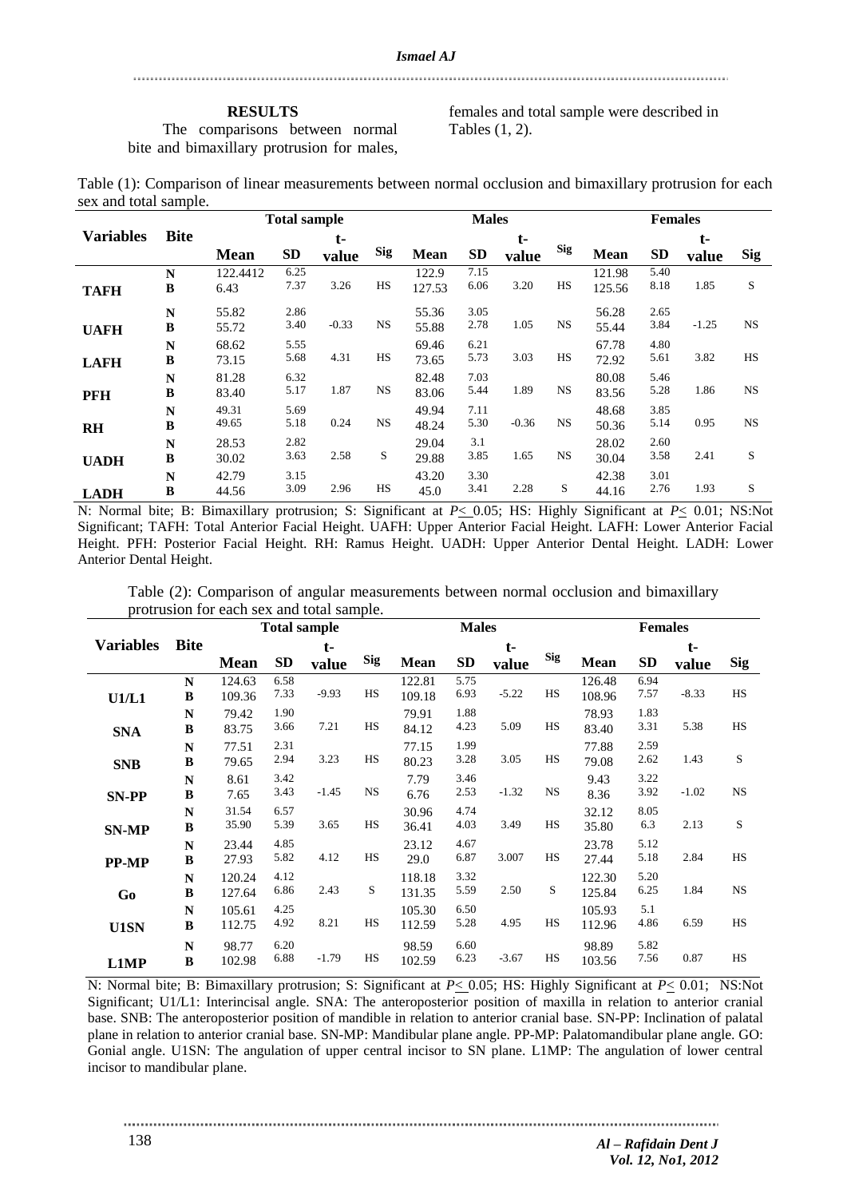## RESULTS

The comparisons between normal bite and bimaxillary protrusion for males, females and total sample were described in Tables (1, 2).

Table (1): Comparison of linear measurements between normal occlusion and bimaxillary protrusion for each sex and total sample.

| Variables | Bite | Total sample | | | | Males | | | | Females | | | |
|---|---|---|---|---|---|---|---|---|---|---|---|---|---|
| | | Mean | SD | t-value | Sig | Mean | SD | t-value | Sig | Mean | SD | t-value | Sig |
| TAFH | N | 122.4412 | 6.25 | 3.26 | HS | 122.9 | 7.15 | 3.20 | HS | 121.98 | 5.40 | 1.85 | S |
| | B | 6.43 | 7.37 | | | 127.53 | 6.06 | | | 125.56 | 8.18 | | |
| UAFH | N | 55.82 | 2.86 | -0.33 | NS | 55.36 | 3.05 | 1.05 | NS | 56.28 | 2.65 | -1.25 | NS |
| | B | 55.72 | 3.40 | | | 55.88 | 2.78 | | | 55.44 | 3.84 | | |
| LAFH | N | 68.62 | 5.55 | 4.31 | HS | 69.46 | 6.21 | 3.03 | HS | 67.78 | 4.80 | 3.82 | HS |
| | B | 73.15 | 5.68 | | | 73.65 | 5.73 | | | 72.92 | 5.61 | | |
| PFH | N | 81.28 | 6.32 | 1.87 | NS | 82.48 | 7.03 | 1.89 | NS | 80.08 | 5.46 | 1.86 | NS |
| | B | 83.40 | 5.17 | | | 83.06 | 5.44 | | | 83.56 | 5.28 | | |
| RH | N | 49.31 | 5.69 | 0.24 | NS | 49.94 | 7.11 | -0.36 | NS | 48.68 | 3.85 | 0.95 | NS |
| | B | 49.65 | 5.18 | | | 48.24 | 5.30 | | | 50.36 | 5.14 | | |
| UADH | N | 28.53 | 2.82 | 2.58 | S | 29.04 | 3.1 | 1.65 | NS | 28.02 | 2.60 | 2.41 | S |
| | B | 30.02 | 3.63 | | | 29.88 | 3.85 | | | 30.04 | 3.58 | | |
| LADH | N | 42.79 | 3.15 | 2.96 | HS | 43.20 | 3.30 | 2.28 | S | 42.38 | 3.01 | 1.93 | S |
| | B | 44.56 | 3.09 | | | 45.0 | 3.41 | | | 44.16 | 2.76 | | |

N: Normal bite; B: Bimaxillary protrusion; S: Significant at $P \leq 0.05$; HS: Highly Significant at $P \leq 0.01$; NS:Not Significant; TAFH: Total Anterior Facial Height. UAFH: Upper Anterior Facial Height. LAFH: Lower Anterior Facial Height. PFH: Posterior Facial Height. RH: Ramus Height. UADH: Upper Anterior Dental Height. LADH: Lower Anterior Dental Height.

Table (2): Comparison of angular measurements between normal occlusion and bimaxillary protrusion for each sex and total sample.

| Variables | Bite | Total sample | | | | Males | | | | Females | | | |
|---|---|---|---|---|---|---|---|---|---|---|---|---|---|
| | | Mean | SD | t-value | Sig | Mean | SD | t-value | Sig | Mean | SD | t-value | Sig |
| U1/L1 | N | 124.63 | 6.58 | -9.93 | HS | 122.81 | 5.75 | -5.22 | HS | 126.48 | 6.94 | -8.33 | HS |
| | B | 109.36 | 7.33 | | | 109.18 | 6.93 | | | 108.96 | 7.57 | | |
| SNA | N | 79.42 | 1.90 | 7.21 | HS | 79.91 | 1.88 | 5.09 | HS | 78.93 | 1.83 | 5.38 | HS |
| | B | 83.75 | 3.66 | | | 84.12 | 4.23 | | | 83.40 | 3.31 | | |
| SNB | N | 77.51 | 2.31 | 3.23 | HS | 77.15 | 1.99 | 3.05 | HS | 77.88 | 2.59 | 1.43 | S |
| | B | 79.65 | 2.94 | | | 80.23 | 3.28 | | | 79.08 | 2.62 | | |
| SN-PP | N | 8.61 | 3.42 | -1.45 | NS | 7.79 | 3.46 | -1.32 | NS | 9.43 | 3.22 | -1.02 | NS |
| | B | 7.65 | 3.43 | | | 6.76 | 2.53 | | | 8.36 | 3.92 | | |
| SN-MP | N | 31.54 | 6.57 | 3.65 | HS | 30.96 | 4.74 | 3.49 | HS | 32.12 | 8.05 | 2.13 | S |
| | B | 35.90 | 5.39 | | | 36.41 | 4.03 | | | 35.80 | 6.3 | | |
| PP-MP | N | 23.44 | 4.85 | 4.12 | HS | 23.12 | 4.67 | 3.007 | HS | 23.78 | 5.12 | 2.84 | HS |
| | B | 27.93 | 5.82 | | | 29.0 | 6.87 | | | 27.44 | 5.18 | | |
| Go | N | 120.24 | 4.12 | 2.43 | S | 118.18 | 3.32 | 2.50 | S | 122.30 | 5.20 | 1.84 | NS |
| | B | 127.64 | 6.86 | | | 131.35 | 5.59 | | | 125.84 | 6.25 | | |
| U1SN | N | 105.61 | 4.25 | 8.21 | HS | 105.30 | 6.50 | 4.95 | HS | 105.93 | 5.1 | 6.59 | HS |
| | B | 112.75 | 4.92 | | | 112.59 | 5.28 | | | 112.96 | 4.86 | | |
| L1MP | N | 98.77 | 6.20 | -1.79 | HS | 98.59 | 6.60 | -3.67 | HS | 98.89 | 5.82 | 0.87 | HS |
| | B | 102.98 | 6.88 | | | 102.59 | 6.23 | | | 103.56 | 7.56 | | |

N: Normal bite; B: Bimaxillary protrusion; S: Significant at $P \leq 0.05$; HS: Highly Significant at $P \leq 0.01$; NS:Not Significant; U1/L1: Interincisal angle. SNA: The anteroposterior position of maxilla in relation to anterior cranial base. SNB: The anteroposterior position of mandible in relation to anterior cranial base. SN-PP: Inclination of palatal plane in relation to anterior cranial base. SN-MP: Mandibular plane angle. PP-MP: Palatomandibular plane angle. GO: Gonial angle. U1SN: The angulation of upper central incisor to SN plane. L1MP: The angulation of lower central incisor to mandibular plane.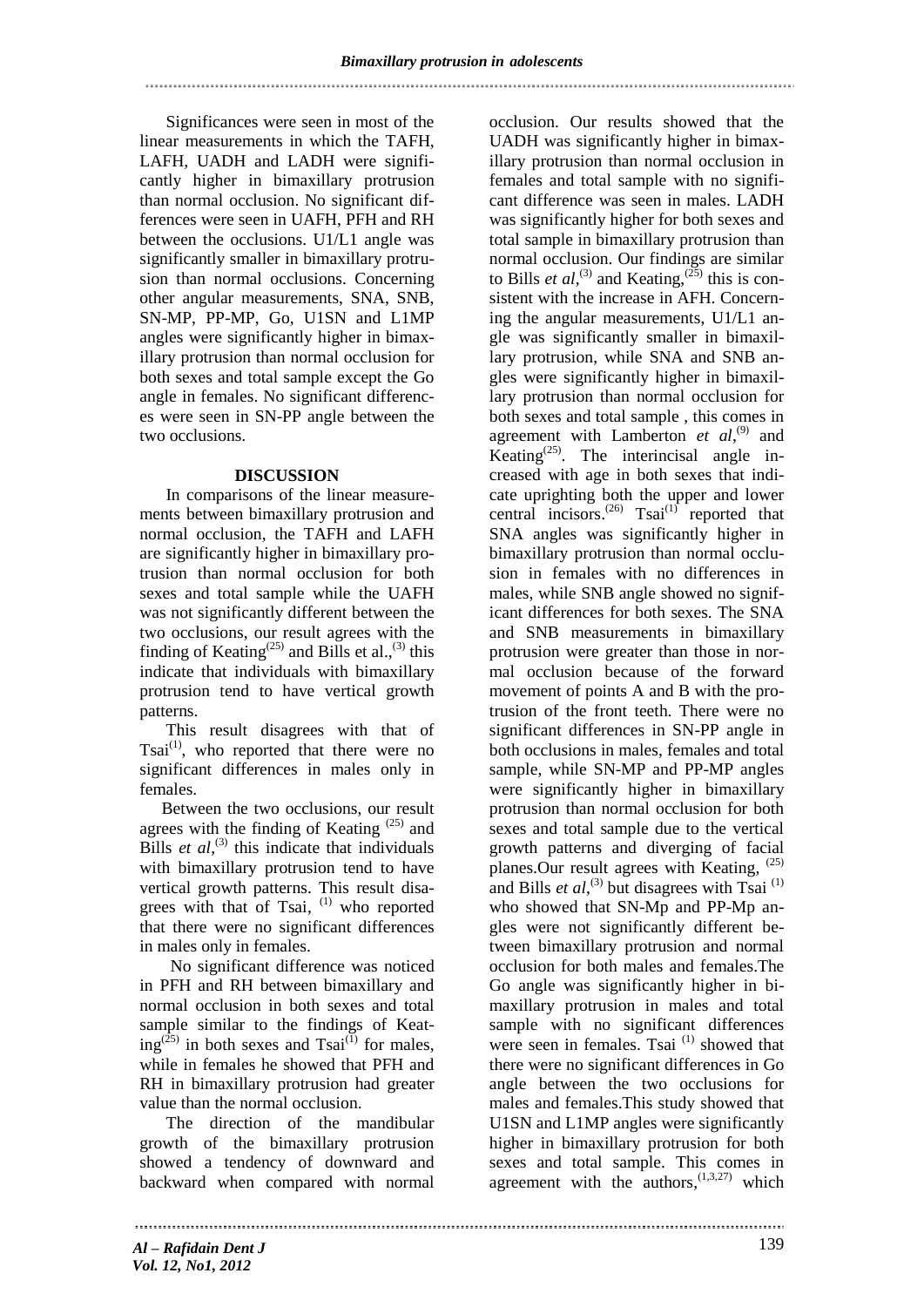Significances were seen in most of the linear measurements in which the TAFH, LAFH, UADH and LADH were significantly higher in bimaxillary protrusion than normal occlusion. No significant differences were seen in UAFH, PFH and RH between the occlusions. U1/L1 angle was significantly smaller in bimaxillary protrusion than normal occlusions. Concerning other angular measurements, SNA, SNB, SN-MP, PP-MP, Go, U1SN and L1MP angles were significantly higher in bimaxillary protrusion than normal occlusion for both sexes and total sample except the Go angle in females. No significant differences were seen in SN-PP angle between the two occlusions.

## DISCUSSION

In comparisons of the linear measurements between bimaxillary protrusion and normal occlusion, the TAFH and LAFH are significantly higher in bimaxillary protrusion than normal occlusion for both sexes and total sample while the UAFH was not significantly different between the two occlusions, our result agrees with the finding of Keating[25] and Bills et al.,[3] this indicate that individuals with bimaxillary protrusion tend to have vertical growth patterns.

This result disagrees with that of Tsai[1], who reported that there were no significant differences in males only in females.

Between the two occlusions, our result agrees with the finding of Keating [25] and Bills *et al*,[3] this indicate that individuals with bimaxillary protrusion tend to have vertical growth patterns. This result disagrees with that of Tsai, [1] who reported that there were no significant differences in males only in females.

No significant difference was noticed in PFH and RH between bimaxillary and normal occlusion in both sexes and total sample similar to the findings of Keating[25] in both sexes and Tsai[1] for males, while in females he showed that PFH and RH in bimaxillary protrusion had greater value than the normal occlusion.

The direction of the mandibular growth of the bimaxillary protrusion showed a tendency of downward and backward when compared with normal occlusion. Our results showed that the UADH was significantly higher in bimaxillary protrusion than normal occlusion in females and total sample with no significant difference was seen in males. LADH was significantly higher for both sexes and total sample in bimaxillary protrusion than normal occlusion. Our findings are similar to Bills *et al*,[3] and Keating,[25] this is consistent with the increase in AFH. Concerning the angular measurements, U1/L1 angle was significantly smaller in bimaxillary protrusion, while SNA and SNB angles were significantly higher in bimaxillary protrusion than normal occlusion for both sexes and total sample , this comes in agreement with Lamberton *et al*,[9] and Keating[25]. The interincisal angle increased with age in both sexes that indicate uprighting both the upper and lower central incisors.[26] Tsai[1] reported that SNA angles was significantly higher in bimaxillary protrusion than normal occlusion in females with no differences in males, while SNB angle showed no significant differences for both sexes. The SNA and SNB measurements in bimaxillary protrusion were greater than those in normal occlusion because of the forward movement of points A and B with the protrusion of the front teeth. There were no significant differences in SN-PP angle in both occlusions in males, females and total sample, while SN-MP and PP-MP angles were significantly higher in bimaxillary protrusion than normal occlusion for both sexes and total sample due to the vertical growth patterns and diverging of facial planes.Our result agrees with Keating, [25] and Bills *et al*,[3] but disagrees with Tsai [1] who showed that SN-Mp and PP-Mp angles were not significantly different between bimaxillary protrusion and normal occlusion for both males and females.The Go angle was significantly higher in bimaxillary protrusion in males and total sample with no significant differences were seen in females. Tsai [1] showed that there were no significant differences in Go angle between the two occlusions for males and females.This study showed that U1SN and L1MP angles were significantly higher in bimaxillary protrusion for both sexes and total sample. This comes in agreement with the authors,[1,3,27] which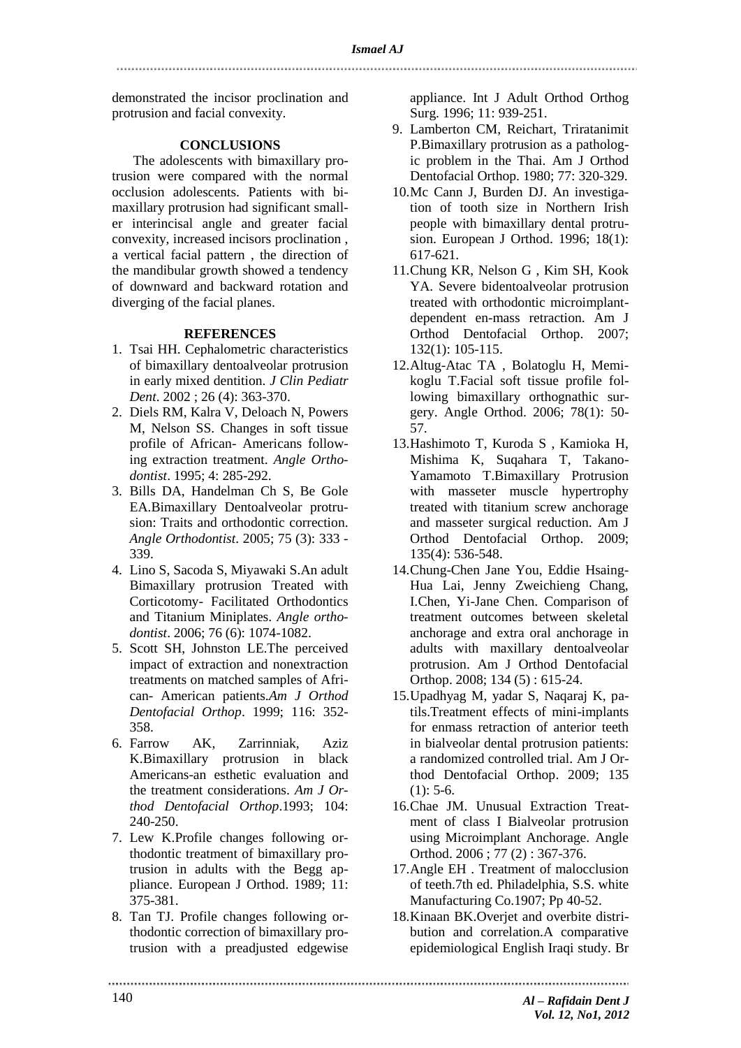demonstrated the incisor proclination and protrusion and facial convexity.

## CONCLUSIONS

The adolescents with bimaxillary protrusion were compared with the normal occlusion adolescents. Patients with bimaxillary protrusion had significant smaller interincisal angle and greater facial convexity, increased incisors proclination , a vertical facial pattern , the direction of the mandibular growth showed a tendency of downward and backward rotation and diverging of the facial planes.

## REFERENCES

1. Tsai HH. Cephalometric characteristics of bimaxillary dentoalveolar protrusion in early mixed dentition. *J Clin Pediatr Dent*. 2002 ; 26 (4): 363-370.
2. Diels RM, Kalra V, Deloach N, Powers M, Nelson SS. Changes in soft tissue profile of African- Americans following extraction treatment. *Angle Orthodontist*. 1995; 4: 285-292.
3. Bills DA, Handelman Ch S, Be Gole EA.Bimaxillary Dentoalveolar protrusion: Traits and orthodontic correction. *Angle Orthodontist*. 2005; 75 (3): 333 - 339.
4. Lino S, Sacoda S, Miyawaki S.An adult Bimaxillary protrusion Treated with Corticotomy- Facilitated Orthodontics and Titanium Miniplates. *Angle orthodontist*. 2006; 76 (6): 1074-1082.
5. Scott SH, Johnston LE.The perceived impact of extraction and nonextraction treatments on matched samples of African- American patients.*Am J Orthod Dentofacial Orthop*. 1999; 116: 352-358.
6. Farrow AK, Zarrinniak, Aziz K.Bimaxillary protrusion in black Americans-an esthetic evaluation and the treatment considerations. *Am J Orthod Dentofacial Orthop*.1993; 104: 240-250.
7. Lew K.Profile changes following orthodontic treatment of bimaxillary protrusion in adults with the Begg appliance. European J Orthod. 1989; 11: 375-381.
8. Tan TJ. Profile changes following orthodontic correction of bimaxillary protrusion with a preadjusted edgewise appliance. Int J Adult Orthod Orthog Surg. 1996; 11: 939-251.
9. Lamberton CM, Reichart, Triratanimit P.Bimaxillary protrusion as a pathologic problem in the Thai. Am J Orthod Dentofacial Orthop. 1980; 77: 320-329.
10. Mc Cann J, Burden DJ. An investigation of tooth size in Northern Irish people with bimaxillary dental protrusion. European J Orthod. 1996; 18(1): 617-621.
11. Chung KR, Nelson G , Kim SH, Kook YA. Severe bidentoalveolar protrusion treated with orthodontic microimplant-dependent en-mass retraction. Am J Orthod Dentofacial Orthop. 2007; 132(1): 105-115.
12. Altug-Atac TA , Bolatoglu H, Memikoglu T.Facial soft tissue profile following bimaxillary orthognathic surgery. Angle Orthod. 2006; 78(1): 50-57.
13. Hashimoto T, Kuroda S , Kamioka H, Mishima K, Suqahara T, Takano-Yamamoto T.Bimaxillary Protrusion with masseter muscle hypertrophy treated with titanium screw anchorage and masseter surgical reduction. Am J Orthod Dentofacial Orthop. 2009; 135(4): 536-548.
14. Chung-Chen Jane You, Eddie Hsaing-Hua Lai, Jenny Zweichieng Chang, I.Chen, Yi-Jane Chen. Comparison of treatment outcomes between skeletal anchorage and extra oral anchorage in adults with maxillary dentoalveolar protrusion. Am J Orthod Dentofacial Orthop. 2008; 134 (5) : 615-24.
15. Upadhyag M, yadar S, Naqaraj K, patils.Treatment effects of mini-implants for enmass retraction of anterior teeth in bialveolar dental protrusion patients: a randomized controlled trial. Am J Orthod Dentofacial Orthop. 2009; 135 (1): 5-6.
16. Chae JM. Unusual Extraction Treatment of class I Bialveolar protrusion using Microimplant Anchorage. Angle Orthod. 2006 ; 77 (2) : 367-376.
17. Angle EH . Treatment of malocclusion of teeth.7th ed. Philadelphia, S.S. white Manufacturing Co.1907; Pp 40-52.
18. Kinaan BK.Overjet and overbite distribution and correlation.A comparative epidemiological English Iraqi study. Br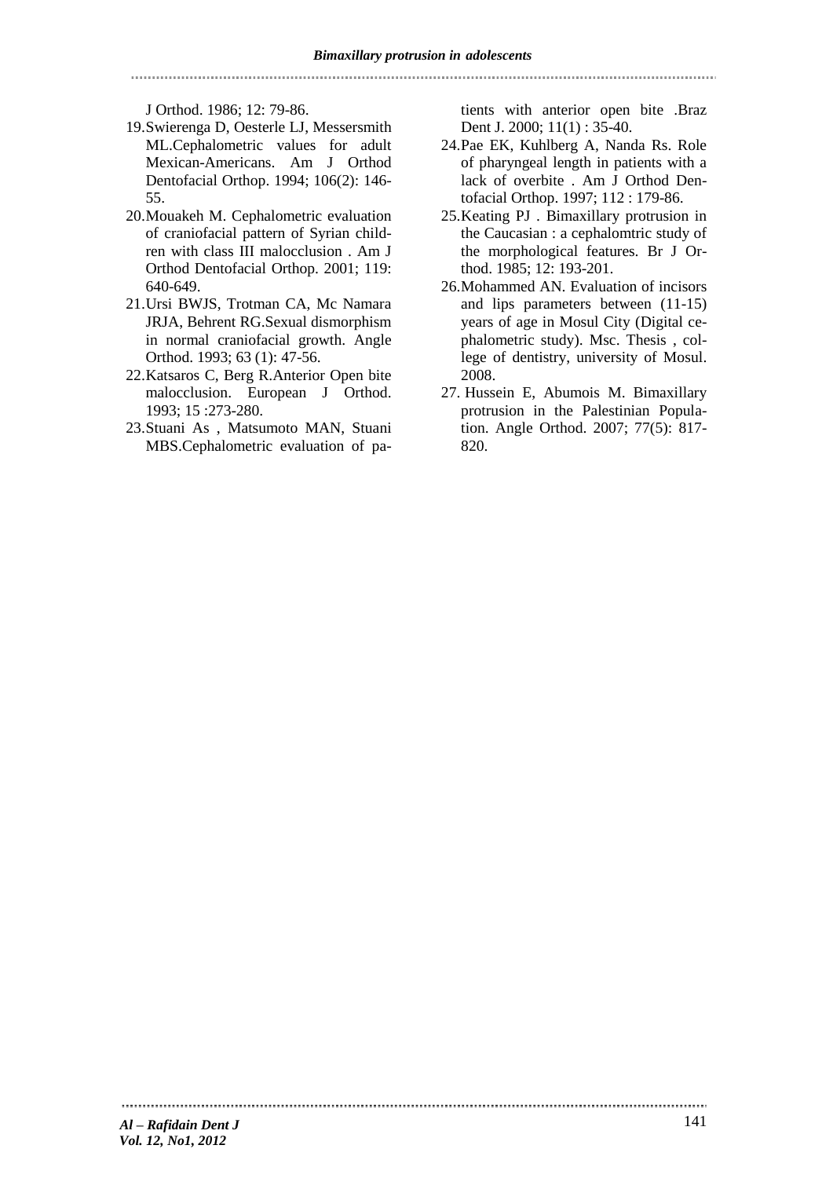J Orthod. 1986; 12: 79-86.

19. Swierenga D, Oesterle LJ, Messersmith ML.Cephalometric values for adult Mexican-Americans. Am J Orthod Dentofacial Orthop. 1994; 106(2): 146-55.
20. Mouakeh M. Cephalometric evaluation of craniofacial pattern of Syrian children with class III malocclusion . Am J Orthod Dentofacial Orthop. 2001; 119: 640-649.
21. Ursi BWJS, Trotman CA, Mc Namara JRJA, Behrent RG.Sexual dismorphism in normal craniofacial growth. Angle Orthod. 1993; 63 (1): 47-56.
22. Katsaros C, Berg R.Anterior Open bite malocclusion. European J Orthod. 1993; 15 :273-280.
23. Stuani As , Matsumoto MAN, Stuani MBS.Cephalometric evaluation of patients with anterior open bite .Braz Dent J. 2000; 11(1) : 35-40.
24. Pae EK, Kuhlberg A, Nanda Rs. Role of pharyngeal length in patients with a lack of overbite . Am J Orthod Dentofacial Orthop. 1997; 112 : 179-86.
25. Keating PJ . Bimaxillary protrusion in the Caucasian : a cephalomtric study of the morphological features. Br J Orthod. 1985; 12: 193-201.
26. Mohammed AN. Evaluation of incisors and lips parameters between (11-15) years of age in Mosul City (Digital cephalometric study). Msc. Thesis , college of dentistry, university of Mosul. 2008.
27. Hussein E, Abumois M. Bimaxillary protrusion in the Palestinian Population. Angle Orthod. 2007; 77(5): 817-820.